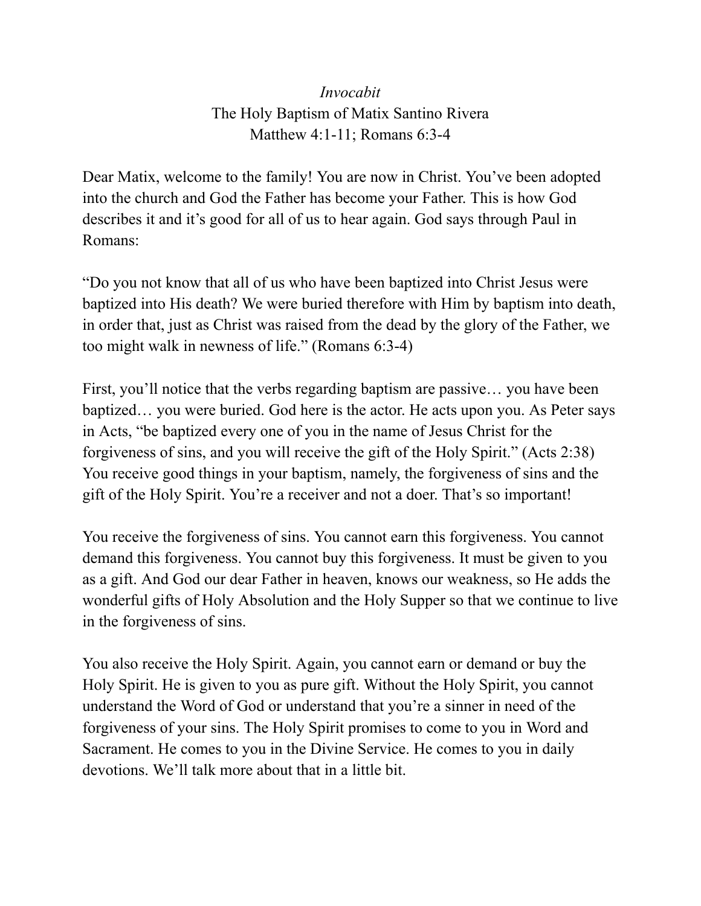*Invocabit*

The Holy Baptism of Matix Santino Rivera

Matthew 4:1-11; Romans 6:3-4

Dear Matix, welcome to the family! You are now in Christ. You've been adopted into the church and God the Father has become your Father. This is how God describes it and it's good for all of us to hear again. God says through Paul in Romans:

"Do you not know that all of us who have been baptized into Christ Jesus were baptized into His death? We were buried therefore with Him by baptism into death, in order that, just as Christ was raised from the dead by the glory of the Father, we too might walk in newness of life." (Romans 6:3-4)

First, you'll notice that the verbs regarding baptism are passive… you have been baptized… you were buried. God here is the actor. He acts upon you. As Peter says in Acts, "be baptized every one of you in the name of Jesus Christ for the forgiveness of sins, and you will receive the gift of the Holy Spirit." (Acts 2:38) You receive good things in your baptism, namely, the forgiveness of sins and the gift of the Holy Spirit. You're a receiver and not a doer. That's so important!

You receive the forgiveness of sins. You cannot earn this forgiveness. You cannot demand this forgiveness. You cannot buy this forgiveness. It must be given to you as a gift. And God our dear Father in heaven, knows our weakness, so He adds the wonderful gifts of Holy Absolution and the Holy Supper so that we continue to live in the forgiveness of sins.

You also receive the Holy Spirit. Again, you cannot earn or demand or buy the Holy Spirit. He is given to you as pure gift. Without the Holy Spirit, you cannot understand the Word of God or understand that you're a sinner in need of the forgiveness of your sins. The Holy Spirit promises to come to you in Word and Sacrament. He comes to you in the Divine Service. He comes to you in daily devotions. We'll talk more about that in a little bit.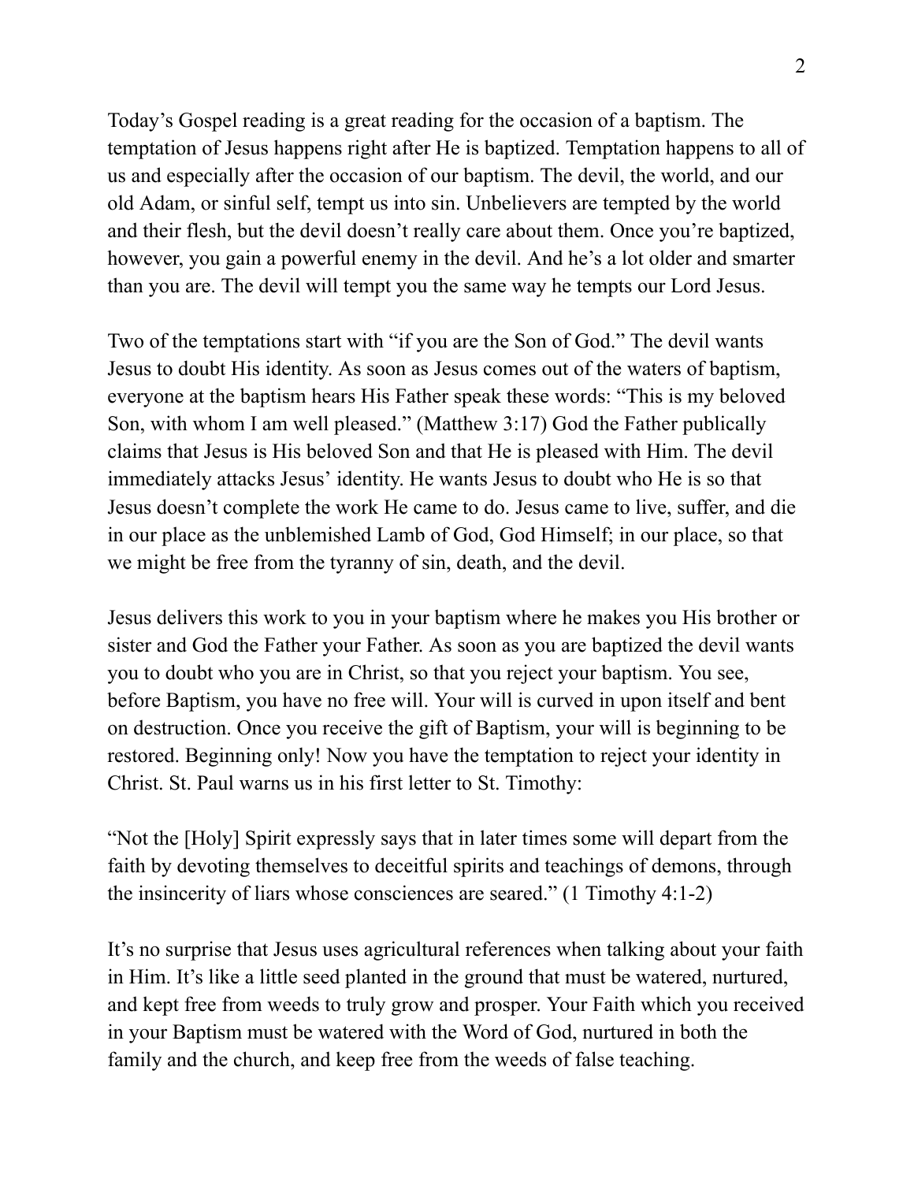Today's Gospel reading is a great reading for the occasion of a baptism. The temptation of Jesus happens right after He is baptized. Temptation happens to all of us and especially after the occasion of our baptism. The devil, the world, and our old Adam, or sinful self, tempt us into sin. Unbelievers are tempted by the world and their flesh, but the devil doesn't really care about them. Once you're baptized, however, you gain a powerful enemy in the devil. And he's a lot older and smarter than you are. The devil will tempt you the same way he tempts our Lord Jesus.

Two of the temptations start with "if you are the Son of God." The devil wants Jesus to doubt His identity. As soon as Jesus comes out of the waters of baptism, everyone at the baptism hears His Father speak these words: "This is my beloved Son, with whom I am well pleased." (Matthew 3:17) God the Father publically claims that Jesus is His beloved Son and that He is pleased with Him. The devil immediately attacks Jesus' identity. He wants Jesus to doubt who He is so that Jesus doesn't complete the work He came to do. Jesus came to live, suffer, and die in our place as the unblemished Lamb of God, God Himself; in our place, so that we might be free from the tyranny of sin, death, and the devil.

Jesus delivers this work to you in your baptism where he makes you His brother or sister and God the Father your Father. As soon as you are baptized the devil wants you to doubt who you are in Christ, so that you reject your baptism. You see, before Baptism, you have no free will. Your will is curved in upon itself and bent on destruction. Once you receive the gift of Baptism, your will is beginning to be restored. Beginning only! Now you have the temptation to reject your identity in Christ. St. Paul warns us in his first letter to St. Timothy:

"Not the [Holy] Spirit expressly says that in later times some will depart from the faith by devoting themselves to deceitful spirits and teachings of demons, through the insincerity of liars whose consciences are seared." (1 Timothy 4:1-2)

It's no surprise that Jesus uses agricultural references when talking about your faith in Him. It's like a little seed planted in the ground that must be watered, nurtured, and kept free from weeds to truly grow and prosper. Your Faith which you received in your Baptism must be watered with the Word of God, nurtured in both the family and the church, and keep free from the weeds of false teaching.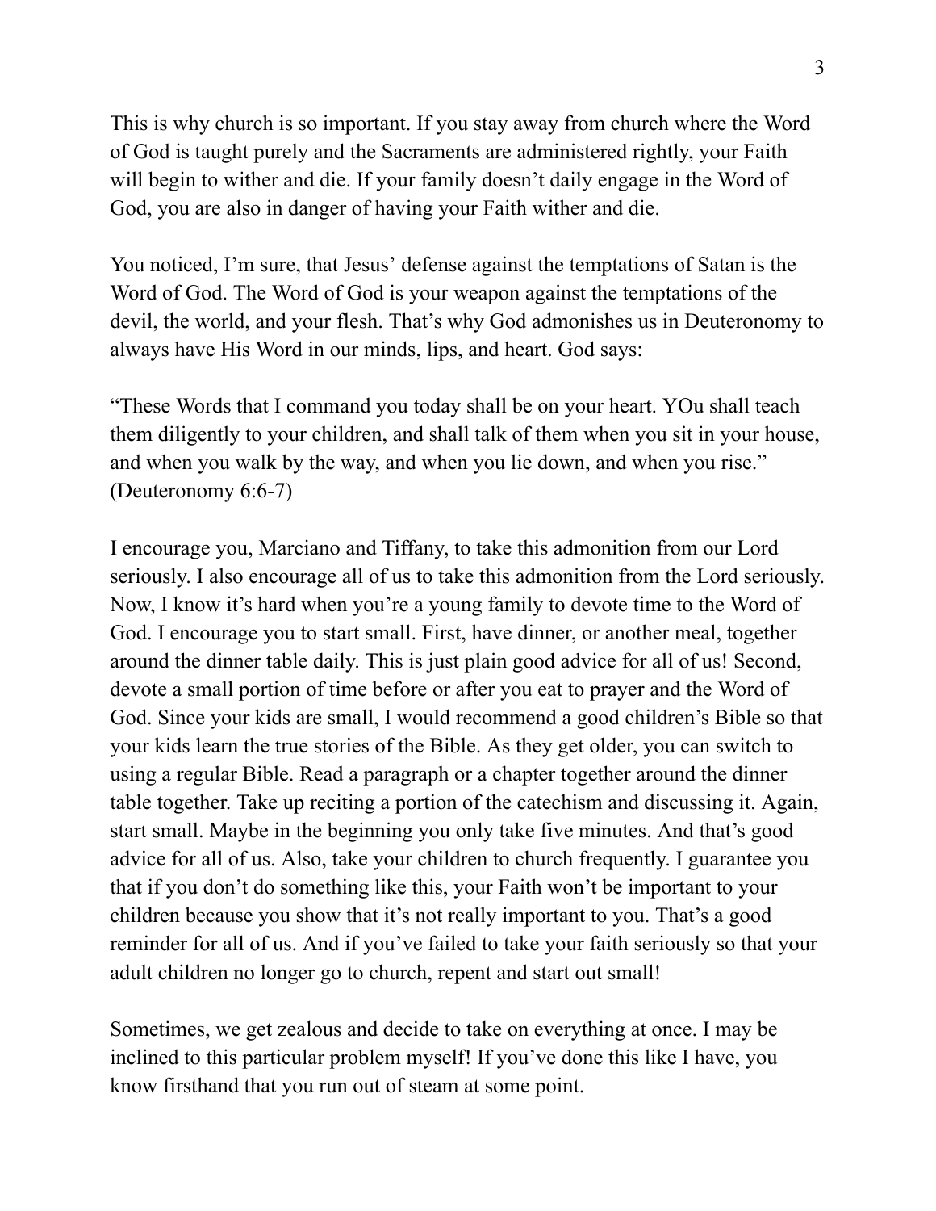This is why church is so important. If you stay away from church where the Word of God is taught purely and the Sacraments are administered rightly, your Faith will begin to wither and die. If your family doesn't daily engage in the Word of God, you are also in danger of having your Faith wither and die.

You noticed, I'm sure, that Jesus' defense against the temptations of Satan is the Word of God. The Word of God is your weapon against the temptations of the devil, the world, and your flesh. That's why God admonishes us in Deuteronomy to always have His Word in our minds, lips, and heart. God says:

"These Words that I command you today shall be on your heart. YOu shall teach them diligently to your children, and shall talk of them when you sit in your house, and when you walk by the way, and when you lie down, and when you rise." (Deuteronomy 6:6-7)

I encourage you, Marciano and Tiffany, to take this admonition from our Lord seriously. I also encourage all of us to take this admonition from the Lord seriously. Now, I know it's hard when you're a young family to devote time to the Word of God. I encourage you to start small. First, have dinner, or another meal, together around the dinner table daily. This is just plain good advice for all of us! Second, devote a small portion of time before or after you eat to prayer and the Word of God. Since your kids are small, I would recommend a good children's Bible so that your kids learn the true stories of the Bible. As they get older, you can switch to using a regular Bible. Read a paragraph or a chapter together around the dinner table together. Take up reciting a portion of the catechism and discussing it. Again, start small. Maybe in the beginning you only take five minutes. And that's good advice for all of us. Also, take your children to church frequently. I guarantee you that if you don't do something like this, your Faith won't be important to your children because you show that it's not really important to you. That's a good reminder for all of us. And if you've failed to take your faith seriously so that your adult children no longer go to church, repent and start out small!

Sometimes, we get zealous and decide to take on everything at once. I may be inclined to this particular problem myself! If you've done this like I have, you know firsthand that you run out of steam at some point.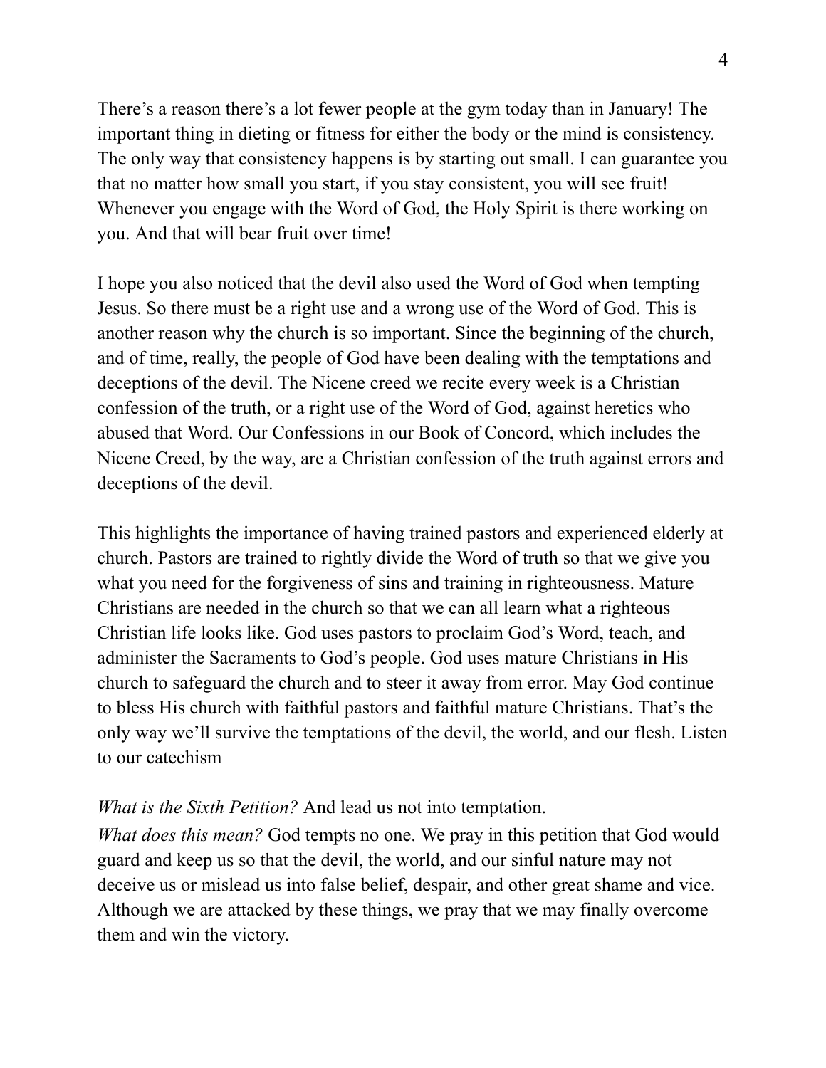There's a reason there's a lot fewer people at the gym today than in January! The important thing in dieting or fitness for either the body or the mind is consistency. The only way that consistency happens is by starting out small. I can guarantee you that no matter how small you start, if you stay consistent, you will see fruit! Whenever you engage with the Word of God, the Holy Spirit is there working on you. And that will bear fruit over time!

I hope you also noticed that the devil also used the Word of God when tempting Jesus. So there must be a right use and a wrong use of the Word of God. This is another reason why the church is so important. Since the beginning of the church, and of time, really, the people of God have been dealing with the temptations and deceptions of the devil. The Nicene creed we recite every week is a Christian confession of the truth, or a right use of the Word of God, against heretics who abused that Word. Our Confessions in our Book of Concord, which includes the Nicene Creed, by the way, are a Christian confession of the truth against errors and deceptions of the devil.

This highlights the importance of having trained pastors and experienced elderly at church. Pastors are trained to rightly divide the Word of truth so that we give you what you need for the forgiveness of sins and training in righteousness. Mature Christians are needed in the church so that we can all learn what a righteous Christian life looks like. God uses pastors to proclaim God's Word, teach, and administer the Sacraments to God's people. God uses mature Christians in His church to safeguard the church and to steer it away from error. May God continue to bless His church with faithful pastors and faithful mature Christians. That's the only way we'll survive the temptations of the devil, the world, and our flesh. Listen to our catechism

*What is the Sixth Petition?* And lead us not into temptation.
*What does this mean?* God tempts no one. We pray in this petition that God would guard and keep us so that the devil, the world, and our sinful nature may not deceive us or mislead us into false belief, despair, and other great shame and vice. Although we are attacked by these things, we pray that we may finally overcome them and win the victory.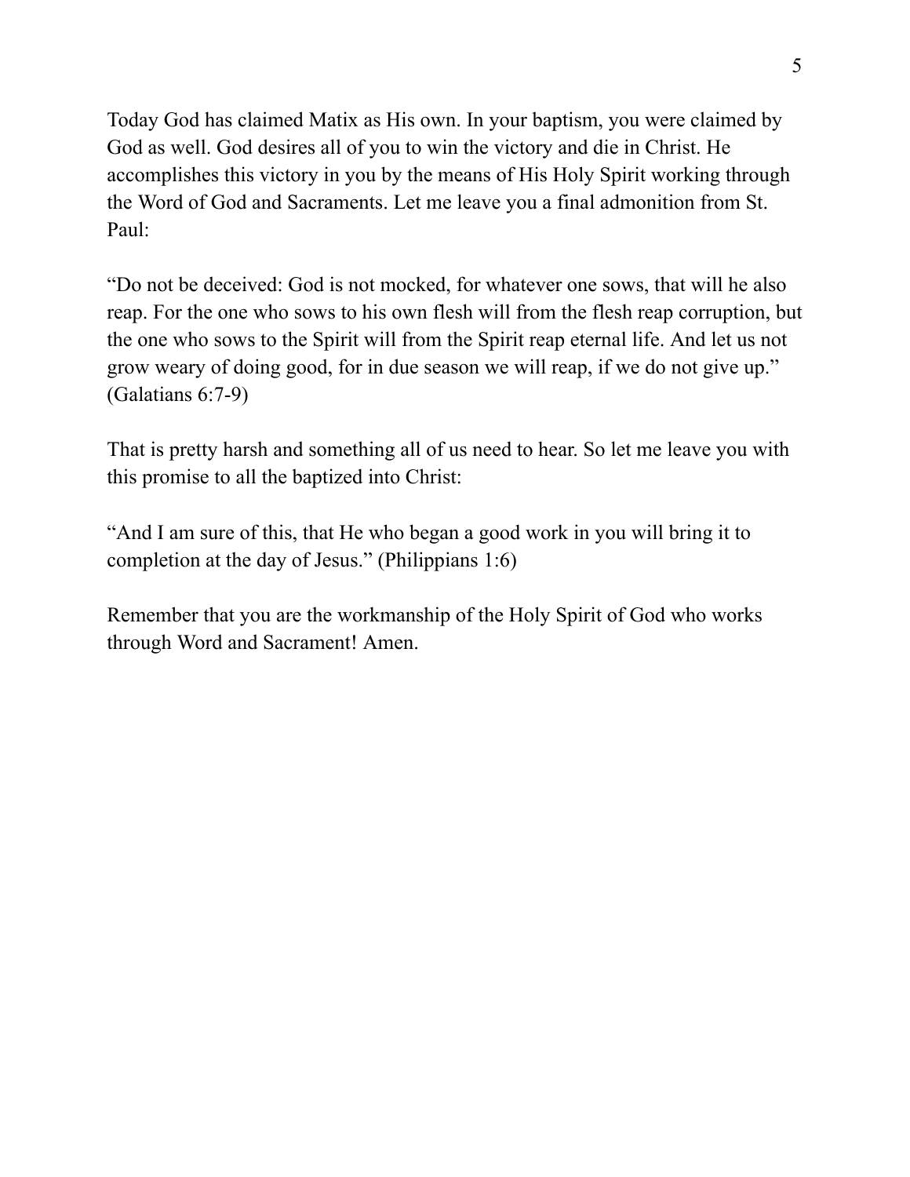Today God has claimed Matix as His own. In your baptism, you were claimed by God as well. God desires all of you to win the victory and die in Christ. He accomplishes this victory in you by the means of His Holy Spirit working through the Word of God and Sacraments. Let me leave you a final admonition from St. Paul:

“Do not be deceived: God is not mocked, for whatever one sows, that will he also reap. For the one who sows to his own flesh will from the flesh reap corruption, but the one who sows to the Spirit will from the Spirit reap eternal life. And let us not grow weary of doing good, for in due season we will reap, if we do not give up.” (Galatians 6:7-9)

That is pretty harsh and something all of us need to hear. So let me leave you with this promise to all the baptized into Christ:

“And I am sure of this, that He who began a good work in you will bring it to completion at the day of Jesus.” (Philippians 1:6)

Remember that you are the workmanship of the Holy Spirit of God who works through Word and Sacrament! Amen.